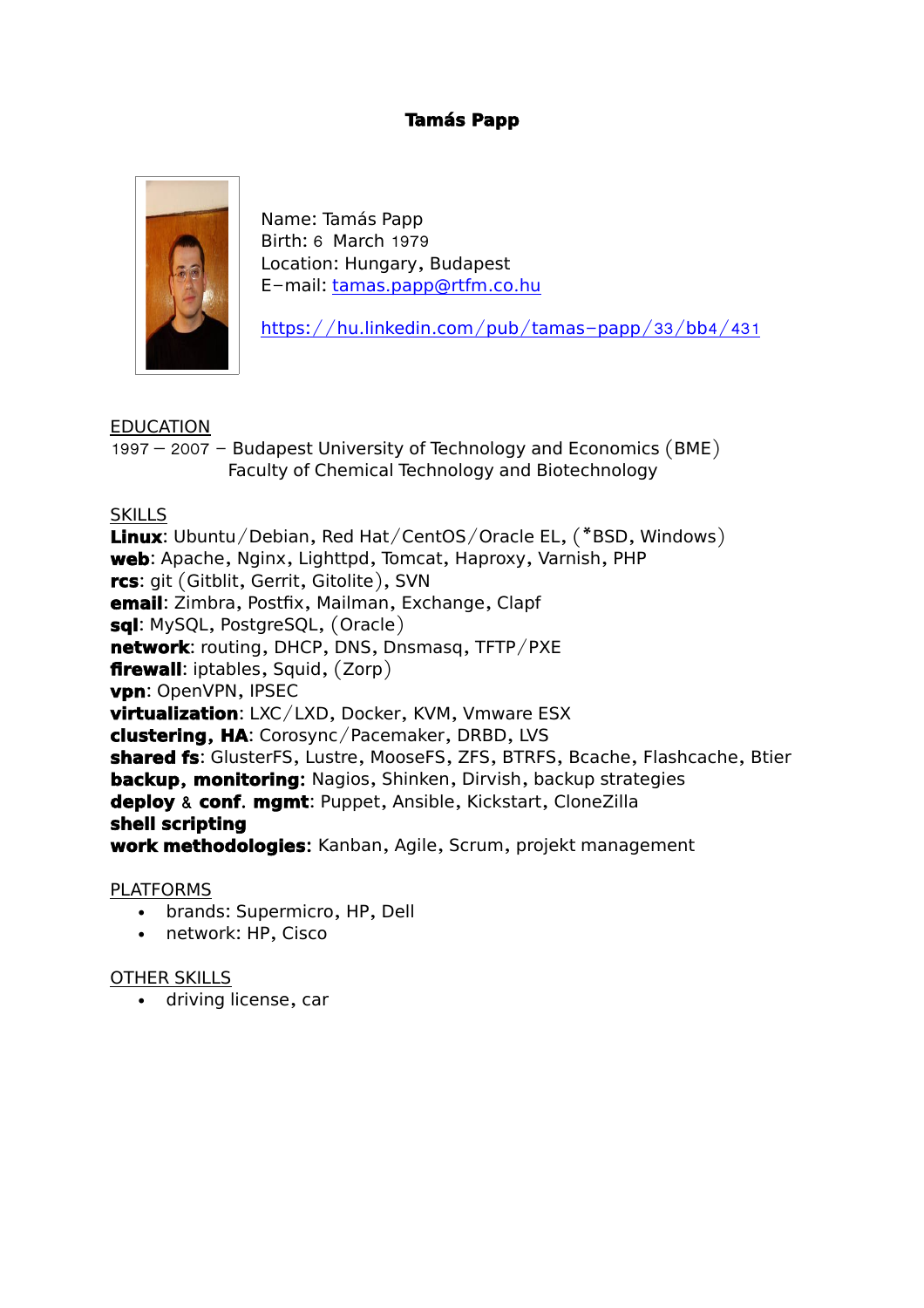# Tamás Papp

Name: Tamás Papp
Birth: 6 March 1979
Location: Hungary, Budapest
E-mail: tamas.papp@rtfm.co.hu

https://hu.linkedin.com/pub/tamas-papp/33/bb4/431

## EDUCATION

1997 – 2007 – Budapest University of Technology and Economics (BME)
Faculty of Chemical Technology and Biotechnology

## SKILLS

**Linux**: Ubuntu/Debian, Red Hat/CentOS/Oracle EL, (*BSD, Windows)
**web**: Apache, Nginx, Lighttpd, Tomcat, Haproxy, Varnish, PHP
**rcs**: git (Gitblit, Gerrit, Gitolite), SVN
**email**: Zimbra, Postfix, Mailman, Exchange, Clapf
**sql**: MySQL, PostgreSQL, (Oracle)
**network**: routing, DHCP, DNS, Dnsmasq, TFTP/PXE
**firewall**: iptables, Squid, (Zorp)
**vpn**: OpenVPN, IPSEC
**virtualization**: LXC/LXD, Docker, KVM, Vmware ESX
**clustering, HA**: Corosync/Pacemaker, DRBD, LVS
**shared fs**: GlusterFS, Lustre, MooseFS, ZFS, BTRFS, Bcache, Flashcache, Btier
**backup, monitoring**: Nagios, Shinken, Dirvish, backup strategies
**deploy & conf. mgmt**: Puppet, Ansible, Kickstart, CloneZilla
**shell scripting**
**work methodologies**: Kanban, Agile, Scrum, projekt management

## PLATFORMS

- brands: Supermicro, HP, Dell
- network: HP, Cisco

## OTHER SKILLS

- driving license, car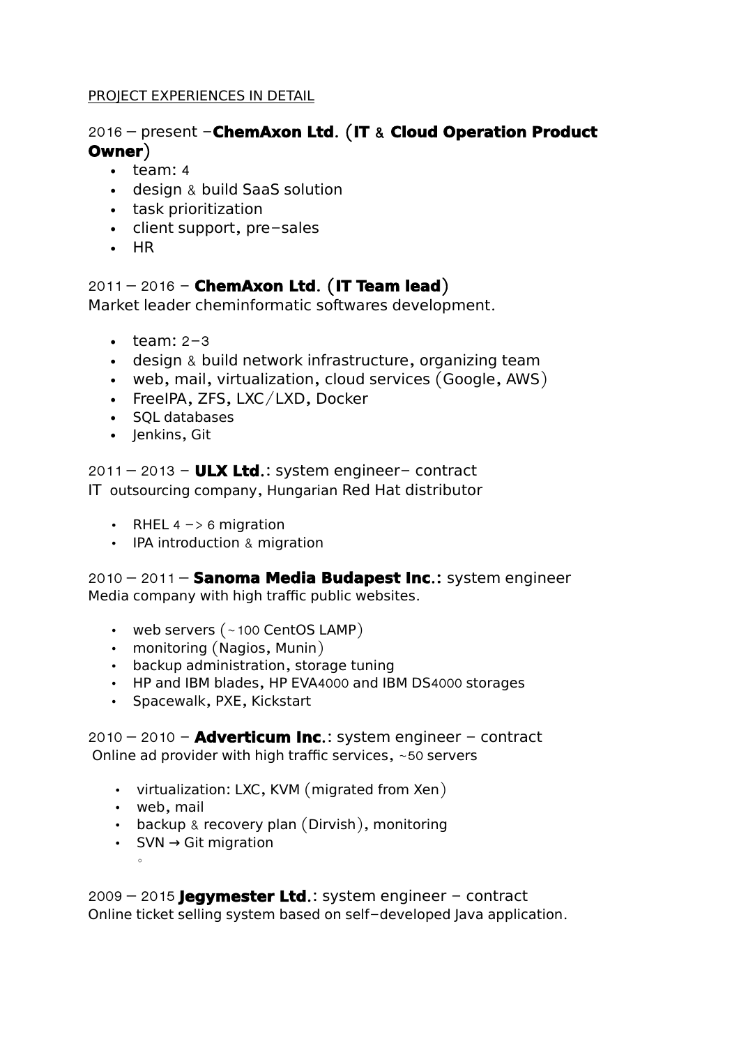PROJECT EXPERIENCES IN DETAIL

2016 – present –**ChemAxon Ltd**. (**IT** & **Cloud Operation Product Owner**)

- team: 4
- design & build SaaS solution
- task prioritization
- client support, pre-sales
- HR

2011 – 2016 – **ChemAxon Ltd**. (**IT Team lead**)
Market leader cheminformatic softwares development.

- team: 2-3
- design & build network infrastructure, organizing team
- web, mail, virtualization, cloud services (Google, AWS)
- FreeIPA, ZFS, LXC/LXD, Docker
- SQL databases
- Jenkins, Git

2011 – 2013 – **ULX Ltd**.: system engineer– contract
IT outsourcing company, Hungarian Red Hat distributor

- RHEL 4 -> 6 migration
- IPA introduction & migration

2010 – 2011 – **Sanoma Media Budapest Inc**.: system engineer
Media company with high traffic public websites.

- web servers (~100 CentOS LAMP)
- monitoring (Nagios, Munin)
- backup administration, storage tuning
- HP and IBM blades, HP EVA4000 and IBM DS4000 storages
- Spacewalk, PXE, Kickstart

2010 – 2010 – **Adverticum Inc**.: system engineer – contract
Online ad provider with high traffic services, ~50 servers

- virtualization: LXC, KVM (migrated from Xen)
- web, mail
- backup & recovery plan (Dirvish), monitoring
- SVN → Git migration

2009 – 2015 **Jegymester Ltd**.: system engineer – contract
Online ticket selling system based on self-developed Java application.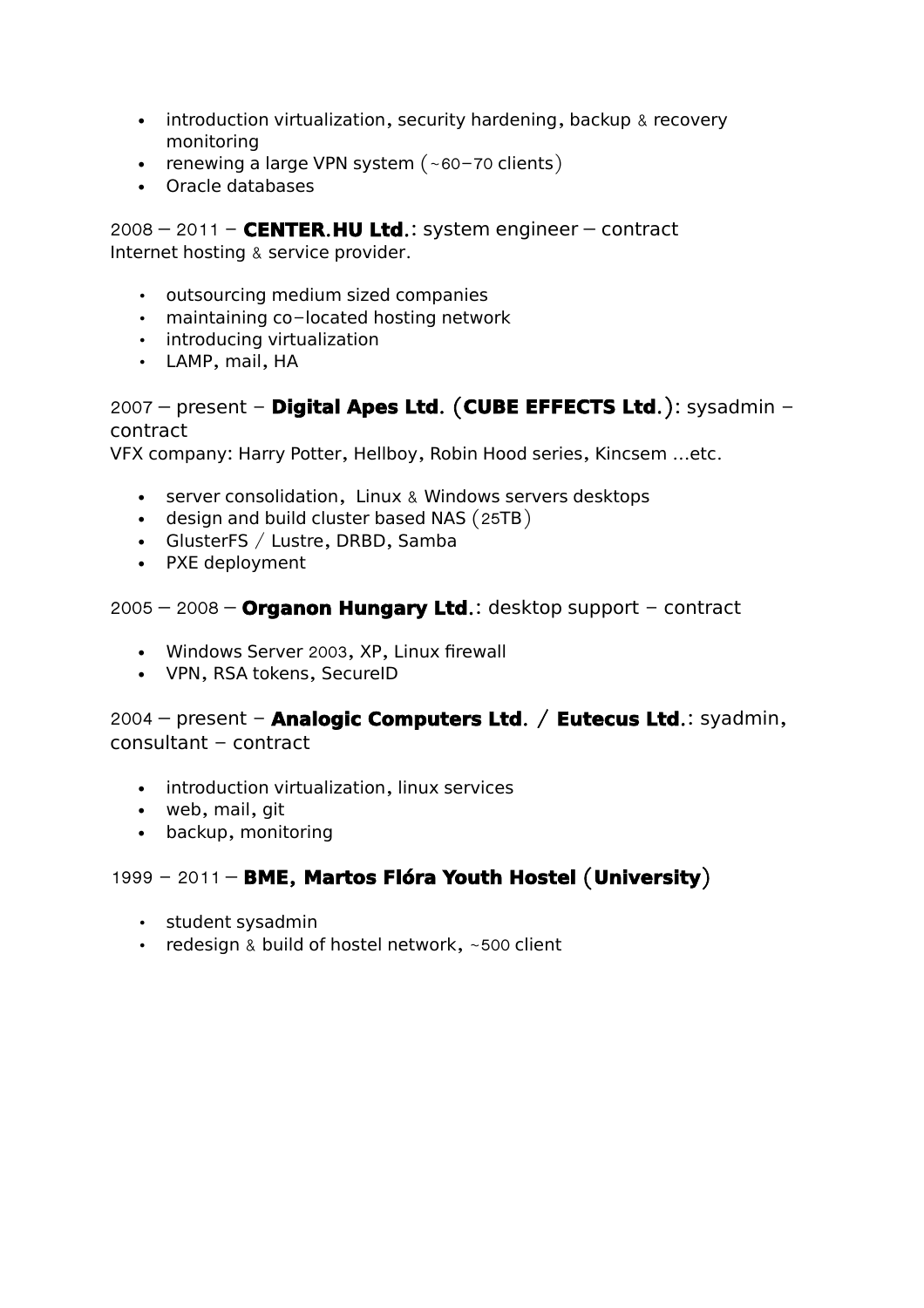- introduction virtualization, security hardening, backup & recovery monitoring
- renewing a large VPN system (~60-70 clients)
- Oracle databases

2008 – 2011 – **CENTER.HU Ltd.**: system engineer – contract
Internet hosting & service provider.

- outsourcing medium sized companies
- maintaining co-located hosting network
- introducing virtualization
- LAMP, mail, HA

2007 – present – **Digital Apes Ltd.** (**CUBE EFFECTS Ltd.**): sysadmin – contract
VFX company: Harry Potter, Hellboy, Robin Hood series, Kincsem ...etc.

- server consolidation, Linux & Windows servers desktops
- design and build cluster based NAS (25TB)
- GlusterFS / Lustre, DRBD, Samba
- PXE deployment

2005 – 2008 – **Organon Hungary Ltd.**: desktop support – contract

- Windows Server 2003, XP, Linux firewall
- VPN, RSA tokens, SecureID

2004 – present – **Analogic Computers Ltd.** / **Eutecus Ltd.**: syadmin, consultant – contract

- introduction virtualization, linux services
- web, mail, git
- backup, monitoring

1999 – 2011 – **BME, Martos Flóra Youth Hostel** (**University**)

- student sysadmin
- redesign & build of hostel network, ~500 client